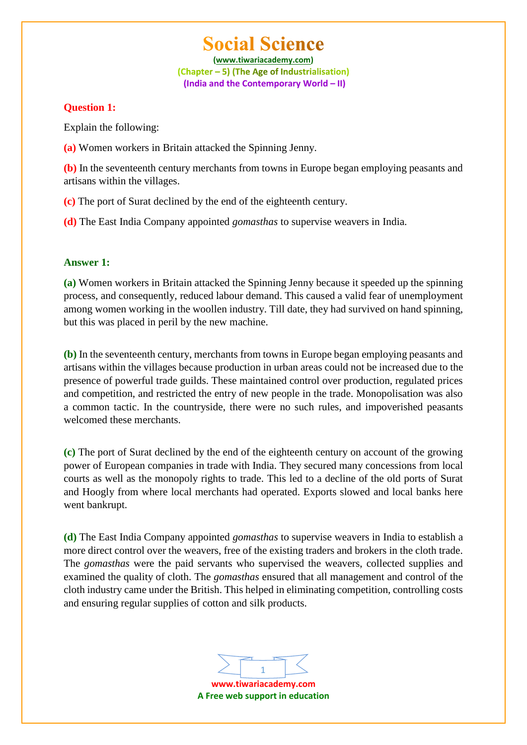# Social Science

(www.tiwariacademy.com)
(Chapter – 5) (The Age of Industrialisation)
(India and the Contemporary World – II)

**Question 1:**

Explain the following:

**(a)** Women workers in Britain attacked the Spinning Jenny.

**(b)** In the seventeenth century merchants from towns in Europe began employing peasants and artisans within the villages.

**(c)** The port of Surat declined by the end of the eighteenth century.

**(d)** The East India Company appointed *gomasthas* to supervise weavers in India.

**Answer 1:**

**(a)** Women workers in Britain attacked the Spinning Jenny because it speeded up the spinning process, and consequently, reduced labour demand. This caused a valid fear of unemployment among women working in the woollen industry. Till date, they had survived on hand spinning, but this was placed in peril by the new machine.

**(b)** In the seventeenth century, merchants from towns in Europe began employing peasants and artisans within the villages because production in urban areas could not be increased due to the presence of powerful trade guilds. These maintained control over production, regulated prices and competition, and restricted the entry of new people in the trade. Monopolisation was also a common tactic. In the countryside, there were no such rules, and impoverished peasants welcomed these merchants.

**(c)** The port of Surat declined by the end of the eighteenth century on account of the growing power of European companies in trade with India. They secured many concessions from local courts as well as the monopoly rights to trade. This led to a decline of the old ports of Surat and Hoogly from where local merchants had operated. Exports slowed and local banks here went bankrupt.

**(d)** The East India Company appointed *gomasthas* to supervise weavers in India to establish a more direct control over the weavers, free of the existing traders and brokers in the cloth trade. The *gomasthas* were the paid servants who supervised the weavers, collected supplies and examined the quality of cloth. The *gomasthas* ensured that all management and control of the cloth industry came under the British. This helped in eliminating competition, controlling costs and ensuring regular supplies of cotton and silk products.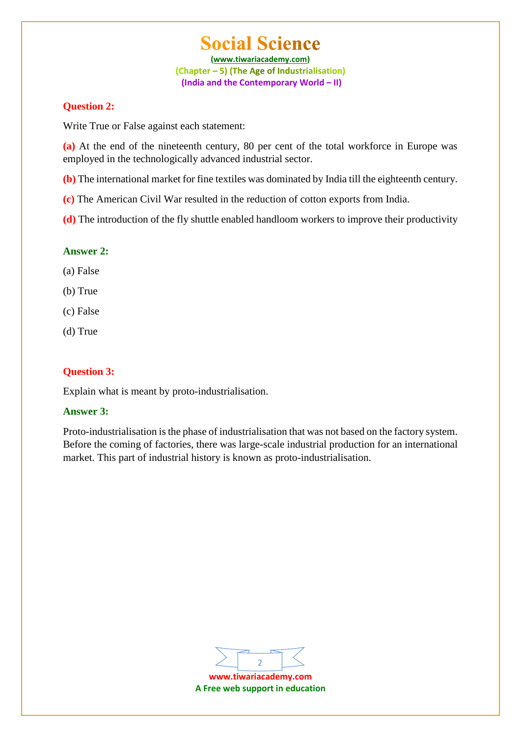**Question 2:**

Write True or False against each statement:

**(a)** At the end of the nineteenth century, 80 per cent of the total workforce in Europe was employed in the technologically advanced industrial sector.

**(b)** The international market for fine textiles was dominated by India till the eighteenth century.

**(c)** The American Civil War resulted in the reduction of cotton exports from India.

**(d)** The introduction of the fly shuttle enabled handloom workers to improve their productivity

**Answer 2:**

(a) False

(b) True

(c) False

(d) True

**Question 3:**

Explain what is meant by proto-industrialisation.

**Answer 3:**

Proto-industrialisation is the phase of industrialisation that was not based on the factory system. Before the coming of factories, there was large-scale industrial production for an international market. This part of industrial history is known as proto-industrialisation.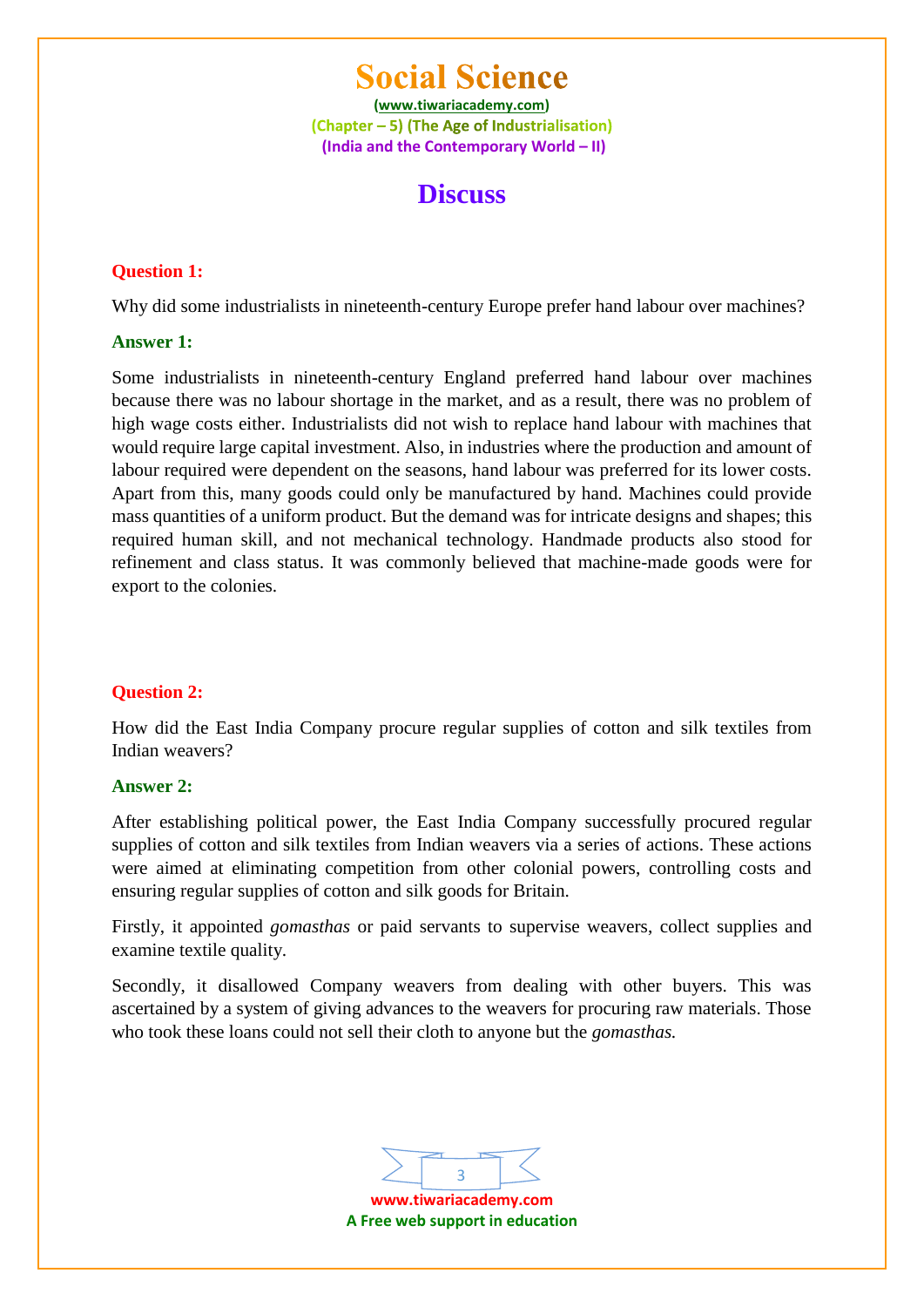# Discuss

**Question 1:**

Why did some industrialists in nineteenth-century Europe prefer hand labour over machines?

**Answer 1:**

Some industrialists in nineteenth-century England preferred hand labour over machines because there was no labour shortage in the market, and as a result, there was no problem of high wage costs either. Industrialists did not wish to replace hand labour with machines that would require large capital investment. Also, in industries where the production and amount of labour required were dependent on the seasons, hand labour was preferred for its lower costs. Apart from this, many goods could only be manufactured by hand. Machines could provide mass quantities of a uniform product. But the demand was for intricate designs and shapes; this required human skill, and not mechanical technology. Handmade products also stood for refinement and class status. It was commonly believed that machine-made goods were for export to the colonies.

**Question 2:**

How did the East India Company procure regular supplies of cotton and silk textiles from Indian weavers?

**Answer 2:**

After establishing political power, the East India Company successfully procured regular supplies of cotton and silk textiles from Indian weavers via a series of actions. These actions were aimed at eliminating competition from other colonial powers, controlling costs and ensuring regular supplies of cotton and silk goods for Britain.

Firstly, it appointed *gomasthas* or paid servants to supervise weavers, collect supplies and examine textile quality.

Secondly, it disallowed Company weavers from dealing with other buyers. This was ascertained by a system of giving advances to the weavers for procuring raw materials. Those who took these loans could not sell their cloth to anyone but the *gomasthas.*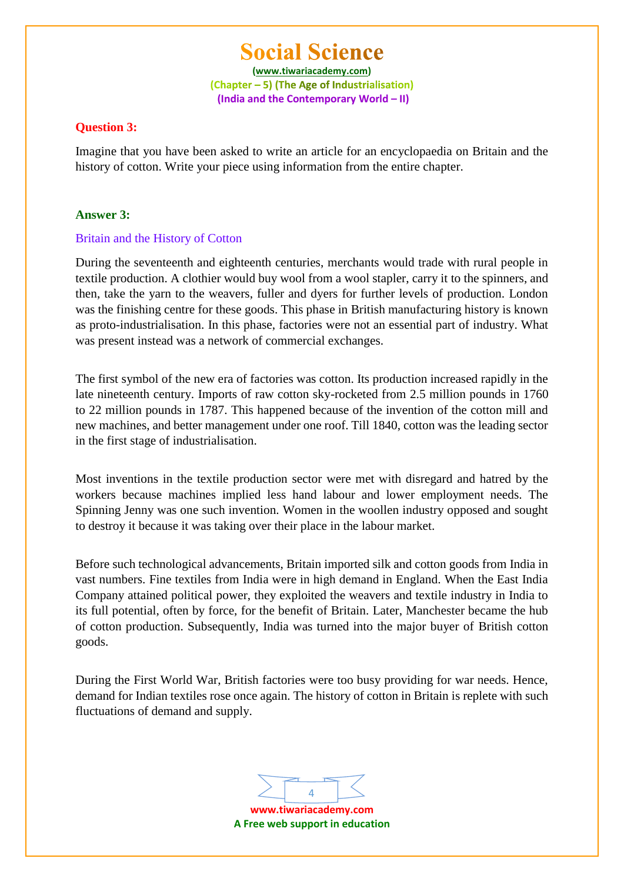**Question 3:**

Imagine that you have been asked to write an article for an encyclopaedia on Britain and the history of cotton. Write your piece using information from the entire chapter.

**Answer 3:**

Britain and the History of Cotton

During the seventeenth and eighteenth centuries, merchants would trade with rural people in textile production. A clothier would buy wool from a wool stapler, carry it to the spinners, and then, take the yarn to the weavers, fuller and dyers for further levels of production. London was the finishing centre for these goods. This phase in British manufacturing history is known as proto-industrialisation. In this phase, factories were not an essential part of industry. What was present instead was a network of commercial exchanges.

The first symbol of the new era of factories was cotton. Its production increased rapidly in the late nineteenth century. Imports of raw cotton sky-rocketed from 2.5 million pounds in 1760 to 22 million pounds in 1787. This happened because of the invention of the cotton mill and new machines, and better management under one roof. Till 1840, cotton was the leading sector in the first stage of industrialisation.

Most inventions in the textile production sector were met with disregard and hatred by the workers because machines implied less hand labour and lower employment needs. The Spinning Jenny was one such invention. Women in the woollen industry opposed and sought to destroy it because it was taking over their place in the labour market.

Before such technological advancements, Britain imported silk and cotton goods from India in vast numbers. Fine textiles from India were in high demand in England. When the East India Company attained political power, they exploited the weavers and textile industry in India to its full potential, often by force, for the benefit of Britain. Later, Manchester became the hub of cotton production. Subsequently, India was turned into the major buyer of British cotton goods.

During the First World War, British factories were too busy providing for war needs. Hence, demand for Indian textiles rose once again. The history of cotton in Britain is replete with such fluctuations of demand and supply.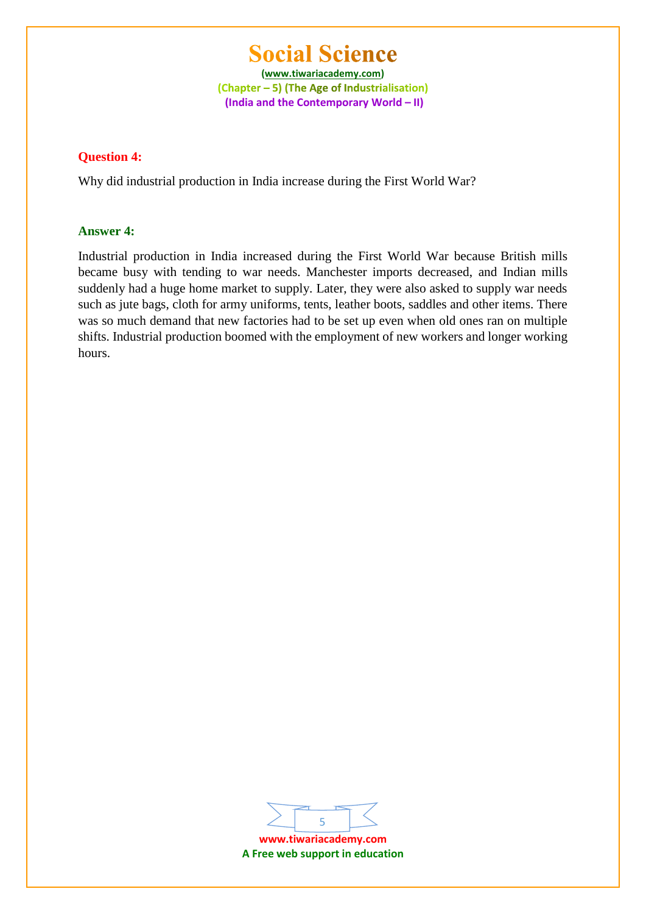**Question 4:**

Why did industrial production in India increase during the First World War?

**Answer 4:**

Industrial production in India increased during the First World War because British mills became busy with tending to war needs. Manchester imports decreased, and Indian mills suddenly had a huge home market to supply. Later, they were also asked to supply war needs such as jute bags, cloth for army uniforms, tents, leather boots, saddles and other items. There was so much demand that new factories had to be set up even when old ones ran on multiple shifts. Industrial production boomed with the employment of new workers and longer working hours.